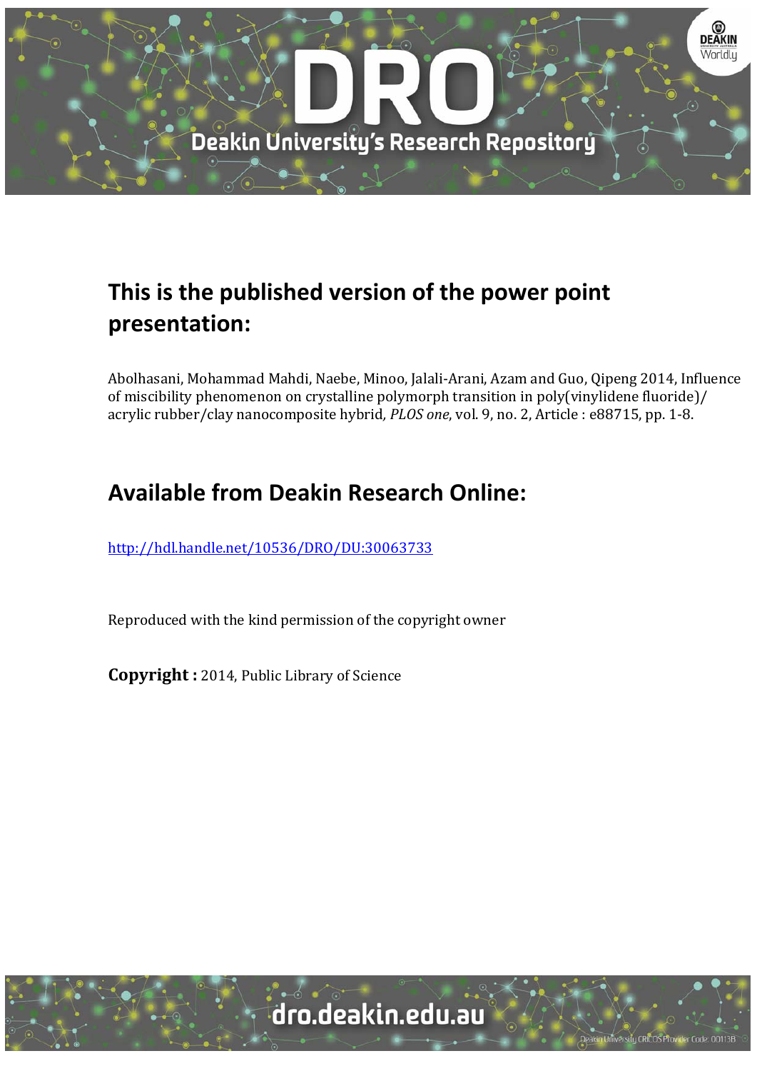# This is the published version of the power point presentation:

Abolhasani, Mohammad Mahdi, Naebe, Minoo, Jalali-Arani, Azam and Guo, Qipeng 2014, Influence of miscibility phenomenon on crystalline polymorph transition in poly(vinylidene fluoride)/acrylic rubber/clay nanocomposite hybrid, *PLOS one*, vol. 9, no. 2, Article : e88715, pp. 1-8.

# Available from Deakin Research Online:

http://hdl.handle.net/10536/DRO/DU:30063733

Reproduced with the kind permission of the copyright owner

**Copyright :** 2014, Public Library of Science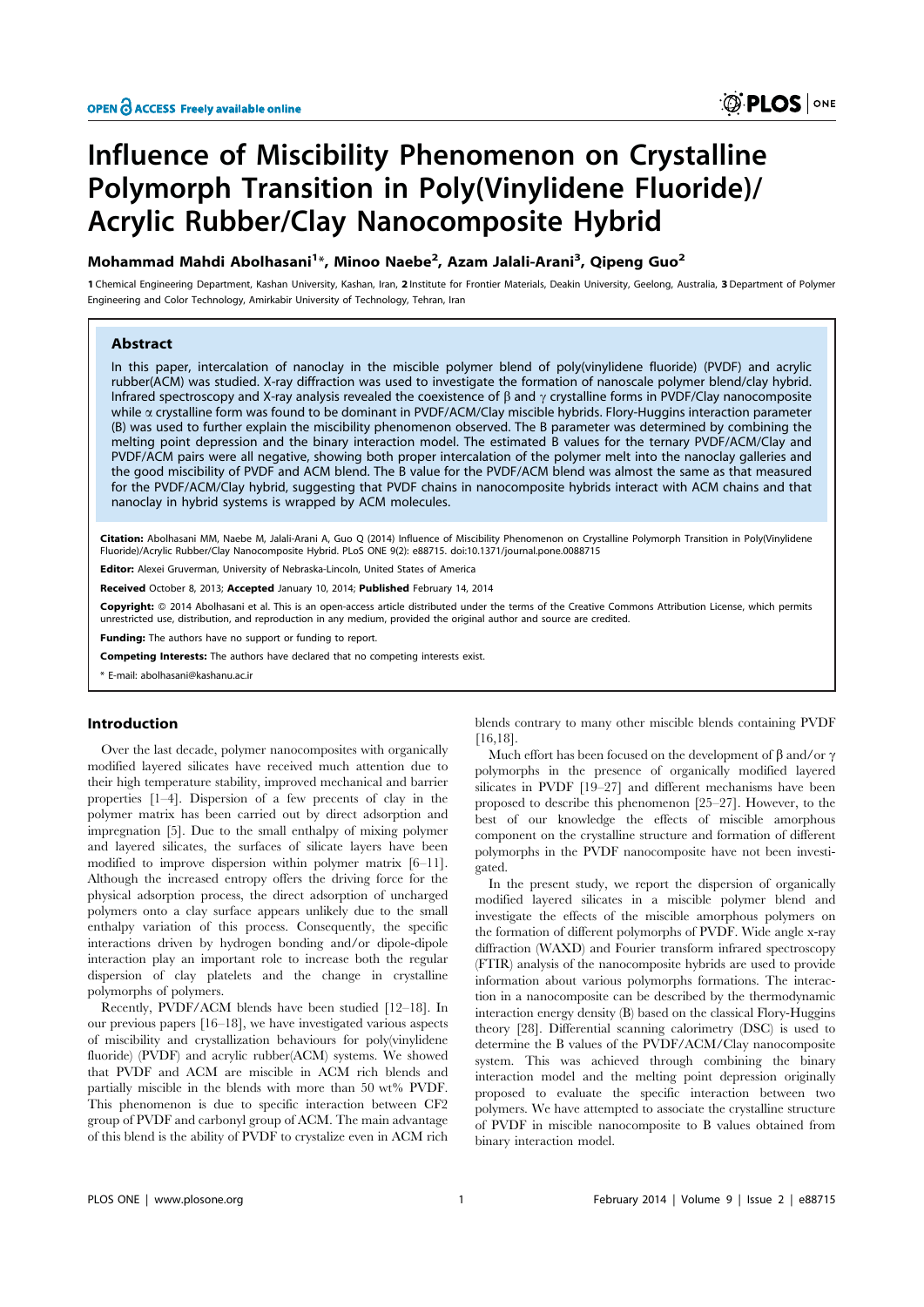# Influence of Miscibility Phenomenon on Crystalline Polymorph Transition in Poly(Vinylidene Fluoride)/Acrylic Rubber/Clay Nanocomposite Hybrid

**Mohammad Mahdi Abolhasani[1]\*, Minoo Naebe[2], Azam Jalali-Arani[3], Qipeng Guo[2]**

**1** Chemical Engineering Department, Kashan University, Kashan, Iran, **2** Institute for Frontier Materials, Deakin University, Geelong, Australia, **3** Department of Polymer Engineering and Color Technology, Amirkabir University of Technology, Tehran, Iran

## Abstract

In this paper, intercalation of nanoclay in the miscible polymer blend of poly(vinylidene fluoride) (PVDF) and acrylic rubber(ACM) was studied. X-ray diffraction was used to investigate the formation of nanoscale polymer blend/clay hybrid. Infrared spectroscopy and X-ray analysis revealed the coexistence of β and γ crystalline forms in PVDF/Clay nanocomposite while α crystalline form was found to be dominant in PVDF/ACM/Clay miscible hybrids. Flory-Huggins interaction parameter (B) was used to further explain the miscibility phenomenon observed. The B parameter was determined by combining the melting point depression and the binary interaction model. The estimated B values for the ternary PVDF/ACM/Clay and PVDF/ACM pairs were all negative, showing both proper intercalation of the polymer melt into the nanoclay galleries and the good miscibility of PVDF and ACM blend. The B value for the PVDF/ACM blend was almost the same as that measured for the PVDF/ACM/Clay hybrid, suggesting that PVDF chains in nanocomposite hybrids interact with ACM chains and that nanoclay in hybrid systems is wrapped by ACM molecules.

**Citation:** Abolhasani MM, Naebe M, Jalali-Arani A, Guo Q (2014) Influence of Miscibility Phenomenon on Crystalline Polymorph Transition in Poly(Vinylidene Fluoride)/Acrylic Rubber/Clay Nanocomposite Hybrid. PLoS ONE 9(2): e88715. doi:10.1371/journal.pone.0088715

**Editor:** Alexei Gruverman, University of Nebraska-Lincoln, United States of America

**Received** October 8, 2013; **Accepted** January 10, 2014; **Published** February 14, 2014

**Copyright:** © 2014 Abolhasani et al. This is an open-access article distributed under the terms of the Creative Commons Attribution License, which permits unrestricted use, distribution, and reproduction in any medium, provided the original author and source are credited.

**Funding:** The authors have no support or funding to report.

**Competing Interests:** The authors have declared that no competing interests exist.

\* E-mail: abolhasani@kashanu.ac.ir

## Introduction

Over the last decade, polymer nanocomposites with organically modified layered silicates have received much attention due to their high temperature stability, improved mechanical and barrier properties [1–4]. Dispersion of a few precents of clay in the polymer matrix has been carried out by direct adsorption and impregnation [5]. Due to the small enthalpy of mixing polymer and layered silicates, the surfaces of silicate layers have been modified to improve dispersion within polymer matrix [6–11]. Although the increased entropy offers the driving force for the physical adsorption process, the direct adsorption of uncharged polymers onto a clay surface appears unlikely due to the small enthalpy variation of this process. Consequently, the specific interactions driven by hydrogen bonding and/or dipole-dipole interaction play an important role to increase both the regular dispersion of clay platelets and the change in crystalline polymorphs of polymers.

Recently, PVDF/ACM blends have been studied [12–18]. In our previous papers [16–18], we have investigated various aspects of miscibility and crystallization behaviours for poly(vinylidene fluoride) (PVDF) and acrylic rubber(ACM) systems. We showed that PVDF and ACM are miscible in ACM rich blends and partially miscible in the blends with more than 50 wt% PVDF. This phenomenon is due to specific interaction between $CF_2$ group of PVDF and carbonyl group of ACM. The main advantage of this blend is the ability of PVDF to crystalize even in ACM rich blends contrary to many other miscible blends containing PVDF [16,18].

Much effort has been focused on the development of β and/or γ polymorphs in the presence of organically modified layered silicates in PVDF [19–27] and different mechanisms have been proposed to describe this phenomenon [25–27]. However, to the best of our knowledge the effects of miscible amorphous component on the crystalline structure and formation of different polymorphs in the PVDF nanocomposite have not been investigated.

In the present study, we report the dispersion of organically modified layered silicates in a miscible polymer blend and investigate the effects of the miscible amorphous polymers on the formation of different polymorphs of PVDF. Wide angle x-ray diffraction (WAXD) and Fourier transform infrared spectroscopy (FTIR) analysis of the nanocomposite hybrids are used to provide information about various polymorphs formations. The interaction in a nanocomposite can be described by the thermodynamic interaction energy density (B) based on the classical Flory-Huggins theory [28]. Differential scanning calorimetry (DSC) is used to determine the B values of the PVDF/ACM/Clay nanocomposite system. This was achieved through combining the binary interaction model and the melting point depression originally proposed to evaluate the specific interaction between two polymers. We have attempted to associate the crystalline structure of PVDF in miscible nanocomposite to B values obtained from binary interaction model.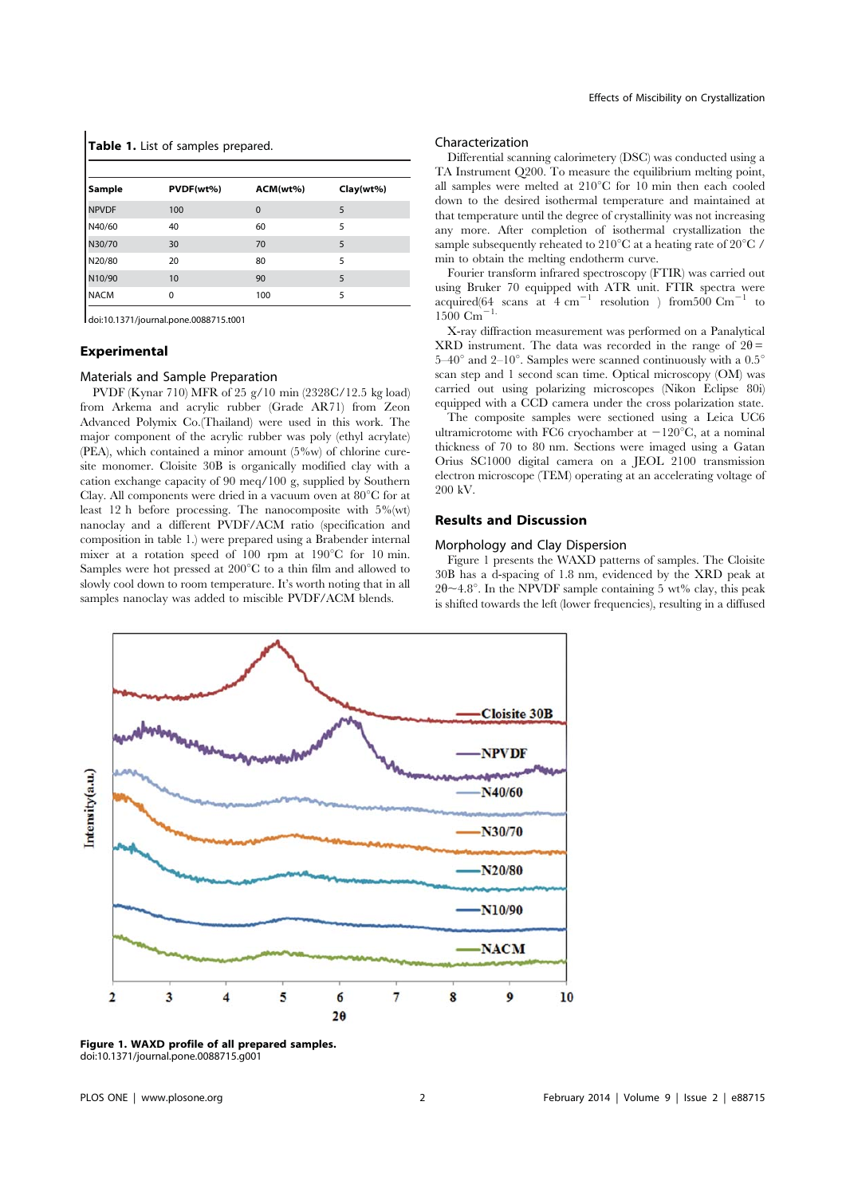**Table 1.** List of samples prepared.

| Sample | PVDF(wt%) | ACM(wt%) | Clay(wt%) |
|---|---|---|---|
| NPVDF | 100 | 0 | 5 |
| N40/60 | 40 | 60 | 5 |
| N30/70 | 30 | 70 | 5 |
| N20/80 | 20 | 80 | 5 |
| N10/90 | 10 | 90 | 5 |
| NACM | 0 | 100 | 5 |

doi:10.1371/journal.pone.0088715.t001

## Experimental

### Materials and Sample Preparation

PVDF (Kynar 710) MFR of 25 g/10 min (2328C/12.5 kg load) from Arkema and acrylic rubber (Grade AR71) from Zeon Advanced Polymix Co.(Thailand) were used in this work. The major component of the acrylic rubber was poly (ethyl acrylate) (PEA), which contained a minor amount (5%w) of chlorine cure-site monomer. Cloisite 30B is organically modified clay with a cation exchange capacity of 90 meq/100 g, supplied by Southern Clay. All components were dried in a vacuum oven at 80°C for at least 12 h before processing. The nanocomposite with 5%(wt) nanoclay and a different PVDF/ACM ratio (specification and composition in table 1.) were prepared using a Brabender internal mixer at a rotation speed of 100 rpm at 190°C for 10 min. Samples were hot pressed at 200°C to a thin film and allowed to slowly cool down to room temperature. It's worth noting that in all samples nanoclay was added to miscible PVDF/ACM blends.

### Characterization

Differential scanning calorimetry (DSC) was conducted using a TA Instrument Q200. To measure the equilibrium melting point, all samples were melted at 210°C for 10 min then each cooled down to the desired isothermal temperature and maintained at that temperature until the degree of crystallinity was not increasing any more. After completion of isothermal crystallization the sample subsequently reheated to 210°C at a heating rate of 20°C / min to obtain the melting endotherm curve.

Fourier transform infrared spectroscopy (FTIR) was carried out using Bruker 70 equipped with ATR unit. FTIR spectra were acquired(64 scans at 4 $cm^{-1}$ resolution ) from500 $Cm^{-1}$ to 1500 $Cm^{-1}$.

X-ray diffraction measurement was performed on a Panalytical XRD instrument. The data was recorded in the range of $2\theta$ = 5–40° and 2–10°. Samples were scanned continuously with a 0.5° scan step and 1 second scan time. Optical microscopy (OM) was carried out using polarizing microscopes (Nikon Eclipse 80i) equipped with a CCD camera under the cross polarization state.

The composite samples were sectioned using a Leica UC6 ultramicrotome with FC6 cryochamber at −120°C, at a nominal thickness of 70 to 80 nm. Sections were imaged using a Gatan Orius SC1000 digital camera on a JEOL 2100 transmission electron microscope (TEM) operating at an accelerating voltage of 200 kV.

## Results and Discussion

### Morphology and Clay Dispersion

Figure 1 presents the WAXD patterns of samples. The Cloisite 30B has a d-spacing of 1.8 nm, evidenced by the XRD peak at $2\theta$~4.8°. In the NPVDF sample containing 5 wt% clay, this peak is shifted towards the left (lower frequencies), resulting in a diffused

**Figure 1. WAXD profile of all prepared samples.**
doi:10.1371/journal.pone.0088715.g001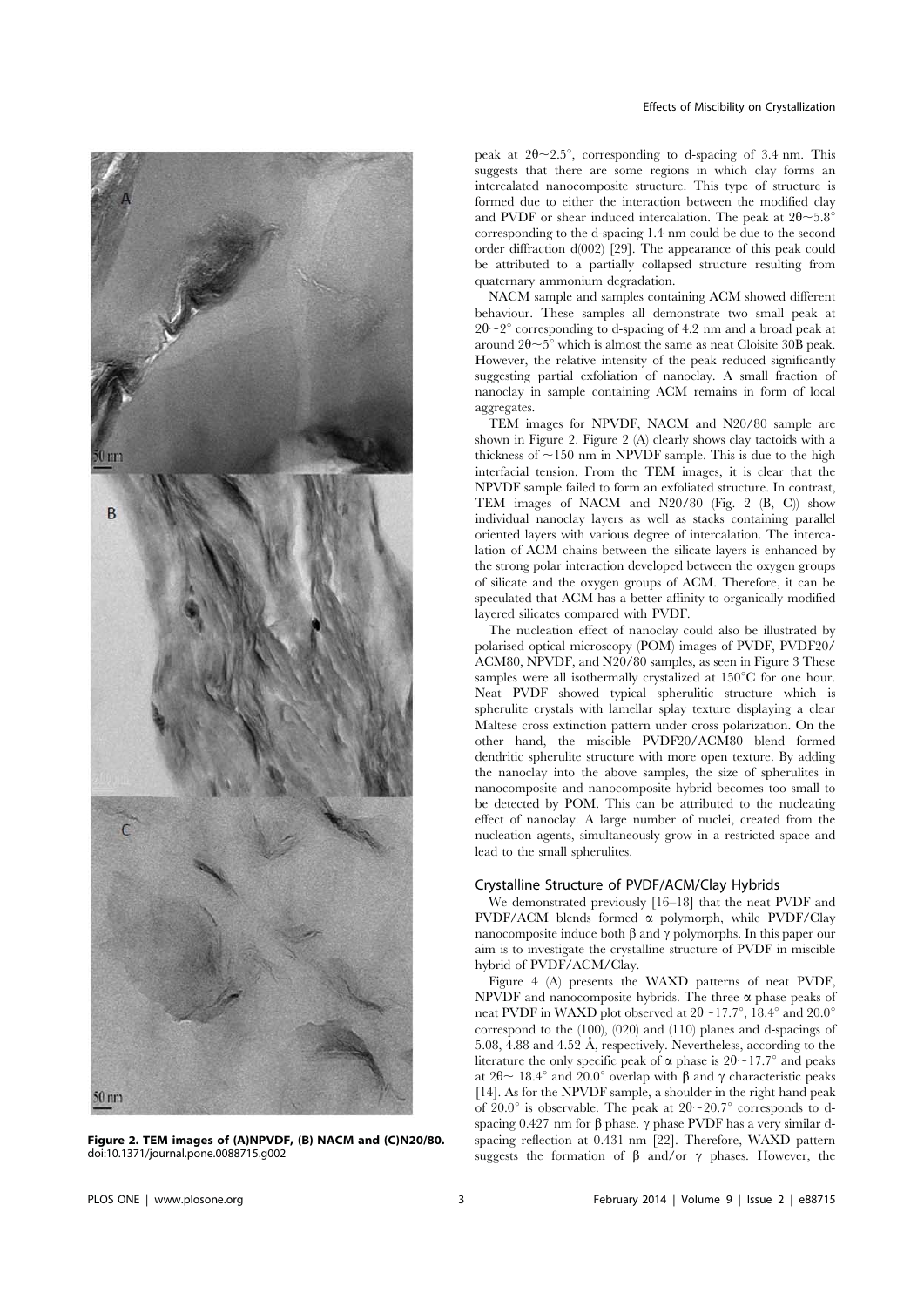Figure 2. TEM images of (A)NPVDF, (B) NACM and (C)N20/80.
doi:10.1371/journal.pone.0088715.g002

peak at 2θ~2.5°, corresponding to d-spacing of 3.4 nm. This suggests that there are some regions in which clay forms an intercalated nanocomposite structure. This type of structure is formed due to either the interaction between the modified clay and PVDF or shear induced intercalation. The peak at 2θ~5.8° corresponding to the d-spacing 1.4 nm could be due to the second order diffraction d(002) [29]. The appearance of this peak could be attributed to a partially collapsed structure resulting from quaternary ammonium degradation.

NACM sample and samples containing ACM showed different behaviour. These samples all demonstrate two small peak at 2θ~2° corresponding to d-spacing of 4.2 nm and a broad peak at around 2θ~5° which is almost the same as neat Cloisite 30B peak. However, the relative intensity of the peak reduced significantly suggesting partial exfoliation of nanoclay. A small fraction of nanoclay in sample containing ACM remains in form of local aggregates.

TEM images for NPVDF, NACM and N20/80 sample are shown in Figure 2. Figure 2 (A) clearly shows clay tactoids with a thickness of ~150 nm in NPVDF sample. This is due to the high interfacial tension. From the TEM images, it is clear that the NPVDF sample failed to form an exfoliated structure. In contrast, TEM images of NACM and N20/80 (Fig. 2 (B, C)) show individual nanoclay layers as well as stacks containing parallel oriented layers with various degree of intercalation. The intercalation of ACM chains between the silicate layers is enhanced by the strong polar interaction developed between the oxygen groups of silicate and the oxygen groups of ACM. Therefore, it can be speculated that ACM has a better affinity to organically modified layered silicates compared with PVDF.

The nucleation effect of nanoclay could also be illustrated by polarised optical microscopy (POM) images of PVDF, PVDF20/ACM80, NPVDF, and N20/80 samples, as seen in Figure 3 These samples were all isothermally crystalized at 150°C for one hour. Neat PVDF showed typical spherulitic structure which is spherulite crystals with lamellar splay texture displaying a clear Maltese cross extinction pattern under cross polarization. On the other hand, the miscible PVDF20/ACM80 blend formed dendritic spherulite structure with more open texture. By adding the nanoclay into the above samples, the size of spherulites in nanocomposite and nanocomposite hybrid becomes too small to be detected by POM. This can be attributed to the nucleating effect of nanoclay. A large number of nuclei, created from the nucleation agents, simultaneously grow in a restricted space and lead to the small spherulites.

## Crystalline Structure of PVDF/ACM/Clay Hybrids

We demonstrated previously [16–18] that the neat PVDF and PVDF/ACM blends formed α polymorph, while PVDF/Clay nanocomposite induce both β and γ polymorphs. In this paper our aim is to investigate the crystalline structure of PVDF in miscible hybrid of PVDF/ACM/Clay.

Figure 4 (A) presents the WAXD patterns of neat PVDF, NPVDF and nanocomposite hybrids. The three α phase peaks of neat PVDF in WAXD plot observed at 2θ~17.7°, 18.4° and 20.0° correspond to the (100), (020) and (110) planes and d-spacings of 5.08, 4.88 and 4.52 Å, respectively. Nevertheless, according to the literature the only specific peak of α phase is 2θ~17.7° and peaks at 2θ~ 18.4° and 20.0° overlap with β and γ characteristic peaks [14]. As for the NPVDF sample, a shoulder in the right hand peak of 20.0° is observable. The peak at 2θ~20.7° corresponds to d-spacing 0.427 nm for β phase. γ phase PVDF has a very similar d-spacing reflection at 0.431 nm [22]. Therefore, WAXD pattern suggests the formation of β and/or γ phases. However, the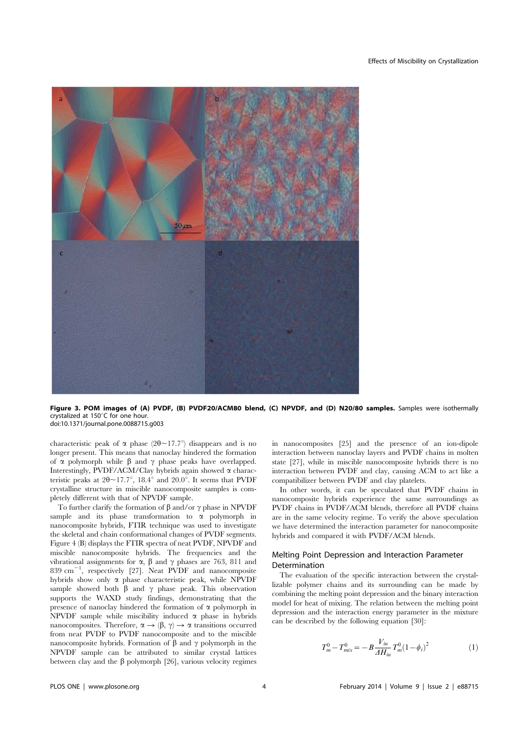**Figure 3. POM images of (A) PVDF, (B) PVDF20/ACM80 blend, (C) NPVDF, and (D) N20/80 samples.** Samples were isothermally crystalized at 150°C for one hour.
doi:10.1371/journal.pone.0088715.g003

characteristic peak of $\alpha$ phase ($2\theta\sim17.7°$) disappears and is no longer present. This means that nanoclay hindered the formation of $\alpha$ polymorph while $\beta$ and $\gamma$ phase peaks have overlapped. Interestingly, PVDF/ACM/Clay hybrids again showed $\alpha$ characteristic peaks at $2\theta\sim17.7°$, 18.4° and 20.0°. It seems that PVDF crystalline structure in miscible nanocomposite samples is completely different with that of NPVDF sample.

To further clarify the formation of $\beta$ and/or $\gamma$ phase in NPVDF sample and its phase transformation to $\alpha$ polymorph in nanocomposite hybrids, FTIR technique was used to investigate the skeletal and chain conformational changes of PVDF segments. Figure 4 (B) displays the FTIR spectra of neat PVDF, NPVDF and miscible nanocomposite hybrids. The frequencies and the vibrational assignments for $\alpha$, $\beta$ and $\gamma$ phases are 763, 811 and 839 $cm^{-1}$, respectively [27]. Neat PVDF and nanocomposite hybrids show only $\alpha$ phase characteristic peak, while NPVDF sample showed both $\beta$ and $\gamma$ phase peak. This observation supports the WAXD study findings, demonstrating that the presence of nanoclay hindered the formation of $\alpha$ polymorph in NPVDF sample while miscibility induced $\alpha$ phase in hybrids nanocomposites. Therefore, $\alpha \rightarrow (\beta, \gamma) \rightarrow \alpha$ transitions occurred from neat PVDF to PVDF nanocomposite and to the miscible nanocomposite hybrids. Formation of $\beta$ and $\gamma$ polymorph in the NPVDF sample can be attributed to similar crystal lattices between clay and the $\beta$ polymorph [26], various velocity regimes in nanocomposites [25] and the presence of an ion-dipole interaction between nanoclay layers and PVDF chains in molten state [27], while in miscible nanocomposite hybrids there is no interaction between PVDF and clay, causing ACM to act like a compatibilizer between PVDF and clay platelets.

In other words, it can be speculated that PVDF chains in nanocomposite hybrids experience the same surroundings as PVDF chains in PVDF/ACM blends, therefore all PVDF chains are in the same velocity regime. To verify the above speculation we have determined the interaction parameter for nanocomposite hybrids and compared it with PVDF/ACM blends.

## Melting Point Depression and Interaction Parameter Determination

The evaluation of the specific interaction between the crystallizable polymer chains and its surrounding can be made by combining the melting point depression and the binary interaction model for heat of mixing. The relation between the melting point depression and the interaction energy parameter in the mixture can be described by the following equation [30]:

$$T_m^0 - T_{mix}^0 = -B\frac{V_{iu}}{\Delta H_{iu}}T_m^0(1-\phi_i)^2 \tag{1}$$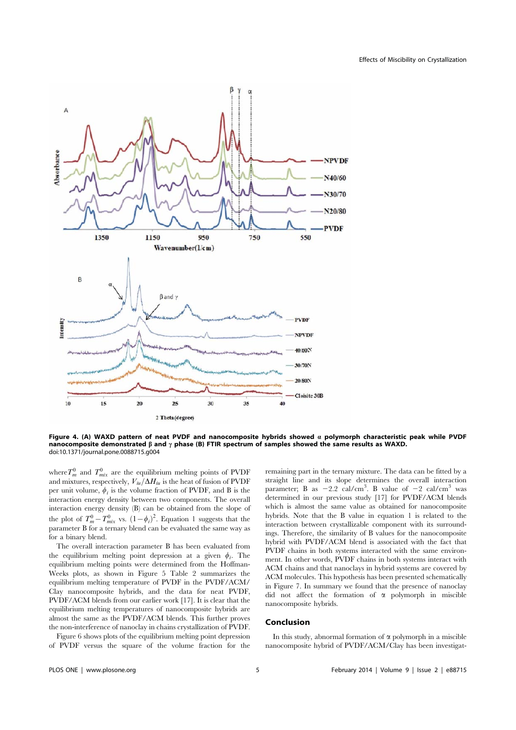**Figure 4. (A) WAXD pattern of neat PVDF and nanocomposite hybrids showed α polymorph characteristic peak while PVDF nanocomposite demonstrated β and γ phase (B) FTIR spectrum of samples showed the same results as WAXD.**
doi:10.1371/journal.pone.0088715.g004

where $T_m^0$ and $T_{mix}^0$ are the equilibrium melting points of PVDF and mixtures, respectively, $V_{iu}/\Delta H_{iu}$ is the heat of fusion of PVDF per unit volume, $\phi_i$ is the volume fraction of PVDF, and B is the interaction energy density between two components. The overall interaction energy density (B) can be obtained from the slope of the plot of $T_m^0 - T_{mix}^0$ vs. $(1-\phi_i)^2$. Equation 1 suggests that the parameter B for a ternary blend can be evaluated the same way as for a binary blend.

The overall interaction parameter B has been evaluated from the equilibrium melting point depression at a given $\phi_i$. The equilibrium melting points were determined from the Hoffman-Weeks plots, as shown in Figure 5 Table 2 summarizes the equilibrium melting temperature of PVDF in the PVDF/ACM/Clay nanocomposite hybrids, and the data for neat PVDF, PVDF/ACM blends from our earlier work [17]. It is clear that the equilibrium melting temperatures of nanocomposite hybrids are almost the same as the PVDF/ACM blends. This further proves the non-interference of nanoclay in chains crystallization of PVDF.

Figure 6 shows plots of the equilibrium melting point depression of PVDF versus the square of the volume fraction for the remaining part in the ternary mixture. The data can be fitted by a straight line and its slope determines the overall interaction parameter; B as $-2.2$ cal/cm$^3$. B value of $-2$ cal/cm$^3$ was determined in our previous study [17] for PVDF/ACM blends which is almost the same value as obtained for nanocomposite hybrids. Note that the B value in equation 1 is related to the interaction between crystallizable component with its surroundings. Therefore, the similarity of B values for the nanocomposite hybrid with PVDF/ACM blend is associated with the fact that PVDF chains in both systems interacted with the same environment. In other words, PVDF chains in both systems interact with ACM chains and that nanoclays in hybrid systems are covered by ACM molecules. This hypothesis has been presented schematically in Figure 7. In summary we found that the presence of nanoclay did not affect the formation of α polymorph in miscible nanocomposite hybrids.

## Conclusion

In this study, abnormal formation of α polymorph in a miscible nanocomposite hybrid of PVDF/ACM/Clay has been investigat-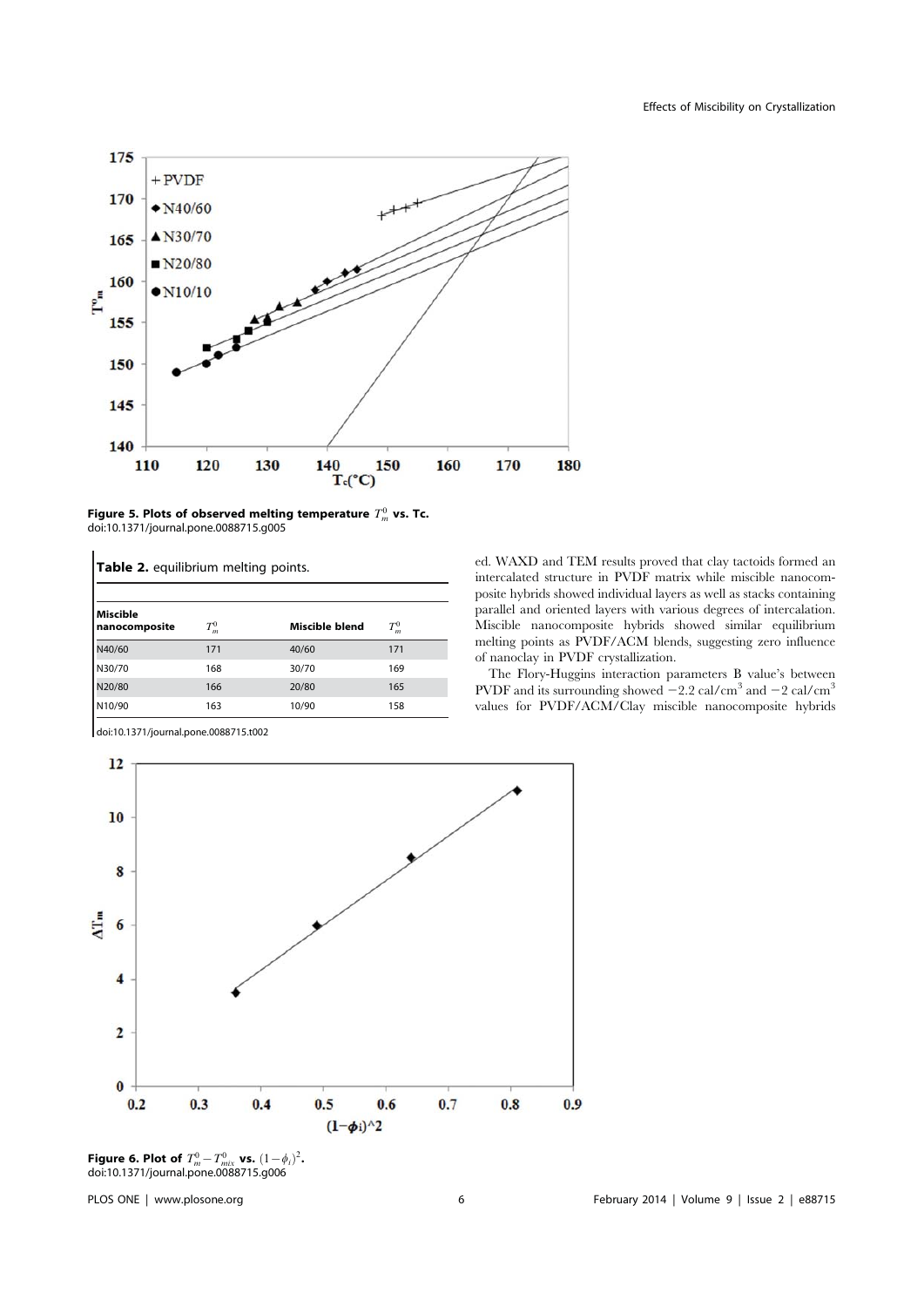Figure 5. Plots of observed melting temperature $T_m^0$ vs. Tc.
doi:10.1371/journal.pone.0088715.g005

**Table 2.** equilibrium melting points.

| Miscible nanocomposite | $T_m^0$ | Miscible blend | $T_m^0$ |
|---|---|---|---|
| N40/60 | 171 | 40/60 | 171 |
| N30/70 | 168 | 30/70 | 169 |
| N20/80 | 166 | 20/80 | 165 |
| N10/90 | 163 | 10/90 | 158 |

doi:10.1371/journal.pone.0088715.t002

ed. WAXD and TEM results proved that clay tactoids formed an intercalated structure in PVDF matrix while miscible nanocomposite hybrids showed individual layers as well as stacks containing parallel and oriented layers with various degrees of intercalation. Miscible nanocomposite hybrids showed similar equilibrium melting points as PVDF/ACM blends, suggesting zero influence of nanoclay in PVDF crystallization.

The Flory-Huggins interaction parameters B value's between PVDF and its surrounding showed $-2.2$ cal/cm$^3$ and $-2$ cal/cm$^3$ values for PVDF/ACM/Clay miscible nanocomposite hybrids

Figure 6. Plot of $T_m^0 - T_{mix}^0$ vs. $(1-\phi_i)^2$.
doi:10.1371/journal.pone.0088715.g006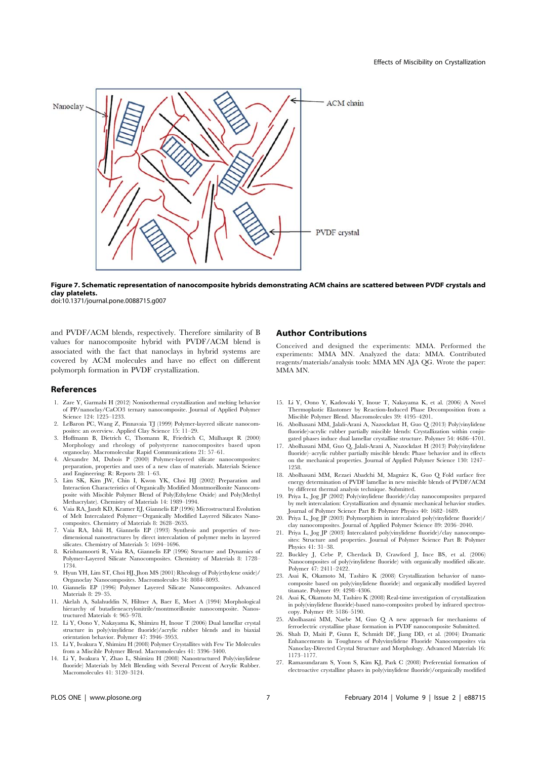Figure 7. Schematic representation of nanocomposite hybrids demonstrating ACM chains are scattered between PVDF crystals and clay platelets.
doi:10.1371/journal.pone.0088715.g007

and PVDF/ACM blends, respectively. Therefore similarity of B values for nanocomposite hybrid with PVDF/ACM blend is associated with the fact that nanoclays in hybrid systems are covered by ACM molecules and have no effect on different polymorph formation in PVDF crystallization.

## Author Contributions

Conceived and designed the experiments: MMA. Performed the experiments: MMA MN. Analyzed the data: MMA. Contributed reagents/materials/analysis tools: MMA MN AJA QG. Wrote the paper: MMA MN.

## References

1. Zare Y, Garmabi H (2012) Nonisothermal crystallization and melting behavior of PP/nanoclay/CaCO3 ternary nanocomposite. Journal of Applied Polymer Science 124: 1225–1233.
2. LeBaron PC, Wang Z, Pinnavaia TJ (1999) Polymer-layered silicate nanocomposites: an overview. Applied Clay Science 15: 11–29.
3. Hoffmann B, Dietrich C, Thomann R, Friedrich C, Mulhaupt R (2000) Morphology and rheology of polystyrene nanocomposites based upon organoclay. Macromolecular Rapid Communications 21: 57–61.
4. Alexandre M, Dubois P (2000) Polymer-layered silicate nanocomposites: preparation, properties and uses of a new class of materials. Materials Science and Engineering: R: Reports 28: 1–63.
5. Lim SK, Kim JW, Chin I, Kwon YK, Choi HJ (2002) Preparation and Interaction Characteristics of Organically Modified Montmorillonite Nanocomposite with Miscible Polymer Blend of Poly(Ethylene Oxide) and Poly(Methyl Methacrylate). Chemistry of Materials 14: 1989–1994.
6. Vaia RA, Jandt KD, Kramer EJ, Giannelis EP (1996) Microstructural Evolution of Melt Intercalated Polymer−Organically Modified Layered Silicates Nanocomposites. Chemistry of Materials 8: 2628–2635.
7. Vaia RA, Ishii H, Giannelis EP (1993) Synthesis and properties of two-dimensional nanostructures by direct intercalation of polymer melts in layered silicates. Chemistry of Materials 5: 1694–1696.
8. Krishnamoorti R, Vaia RA, Giannelis EP (1996) Structure and Dynamics of Polymer-Layered Silicate Nanocomposites. Chemistry of Materials 8: 1728–1734.
9. Hyun YH, Lim ST, Choi HJ, Jhon MS (2001) Rheology of Poly(ethylene oxide)/Organoclay Nanocomposites. Macromolecules 34: 8084–8093.
10. Giannelis EP (1996) Polymer Layered Silicate Nanocomposites. Advanced Materials 8: 29–35.
11. Akelah A, Salahuddin N, Hiltner A, Baer E, Moet A (1994) Morphological hierarchy of butadieneacrylonitrile/montmorillonite nanocomposite. Nanostructured Materials 4: 965–978.
12. Li Y, Oono Y, Nakayama K, Shimizu H, Inoue T (2006) Dual lamellar crystal structure in poly(vinylidene fluoride)/acrylic rubber blends and its biaxial orientation behavior. Polymer 47: 3946–3953.
13. Li Y, Iwakura Y, Shimizu H (2008) Polymer Crystallites with Few Tie Molecules from a Miscible Polymer Blend. Macromolecules 41: 3396–3400.
14. Li Y, Iwakura Y, Zhao L, Shimizu H (2008) Nanostructured Poly(vinylidene fluoride) Materials by Melt Blending with Several Percent of Acrylic Rubber. Macromolecules 41: 3120–3124.
15. Li Y, Oono Y, Kadowaki Y, Inoue T, Nakayama K, et al. (2006) A Novel Thermoplastic Elastomer by Reaction-Induced Phase Decomposition from a Miscible Polymer Blend. Macromolecules 39: 4195–4201.
16. Abolhasani MM, Jalali-Arani A, Nazockdast H, Guo Q (2013) Poly(vinylidene fluoride)-acrylic rubber partially miscible blends: Crystallization within conjugated phases induce dual lamellar crystalline structure. Polymer 54: 4686–4701.
17. Abolhasani MM, Guo Q, Jalali-Arani A, Nazockdast H (2013) Poly(vinylidene fluoride)–acrylic rubber partially miscible blends: Phase behavior and its effects on the mechanical properties. Journal of Applied Polymer Science 130: 1247–1258.
18. Abolhasani MM, Rezaei Abadchi M, Magniez K, Guo Q Fold surface free energy determination of PVDF lamellae in new miscible blends of PVDF/ACM by different thermal analysis technique. Submitted.
19. Priya L, Jog JP (2002) Poly(vinylidene fluoride)/clay nanocomposites prepared by melt intercalation: Crystallization and dynamic mechanical behavior studies. Journal of Polymer Science Part B: Polymer Physics 40: 1682–1689.
20. Priya L, Jog JP (2003) Polymorphism in intercalated poly(vinylidene fluoride)/clay nanocomposites. Journal of Applied Polymer Science 89: 2036–2040.
21. Priya L, Jog JP (2003) Intercalated poly(vinylidene fluoride)/clay nanocomposites: Structure and properties. Journal of Polymer Science Part B: Polymer Physics 41: 31–38.
22. Buckley J, Cebe P, Cherdack D, Crawford J, Ince BS, et al. (2006) Nanocomposites of poly(vinylidene fluoride) with organically modified silicate. Polymer 47: 2411–2422.
23. Asai K, Okamoto M, Tashiro K (2008) Crystallization behavior of nanocomposite based on poly(vinylidene fluoride) and organically modified layered titanate. Polymer 49: 4298–4306.
24. Asai K, Okamoto M, Tashiro K (2008) Real-time investigation of crystallization in poly(vinylidene fluoride)-based nano-composites probed by infrared spectroscopy. Polymer 49: 5186–5190.
25. Abolhasani MM, Naebe M, Guo Q A new approach for mechanisms of ferroelectric crystalline phase formation in PVDF nanocomposite Submitted.
26. Shah D, Maiti P, Gunn E, Schmidt DF, Jiang DD, et al. (2004) Dramatic Enhancements in Toughness of Polyvinylidene Fluoride Nanocomposites via Nanoclay-Directed Crystal Structure and Morphology. Advanced Materials 16: 1173–1177.
27. Ramasundaram S, Yoon S, Kim KJ, Park C (2008) Preferential formation of electroactive crystalline phases in poly(vinylidene fluoride)/organically modified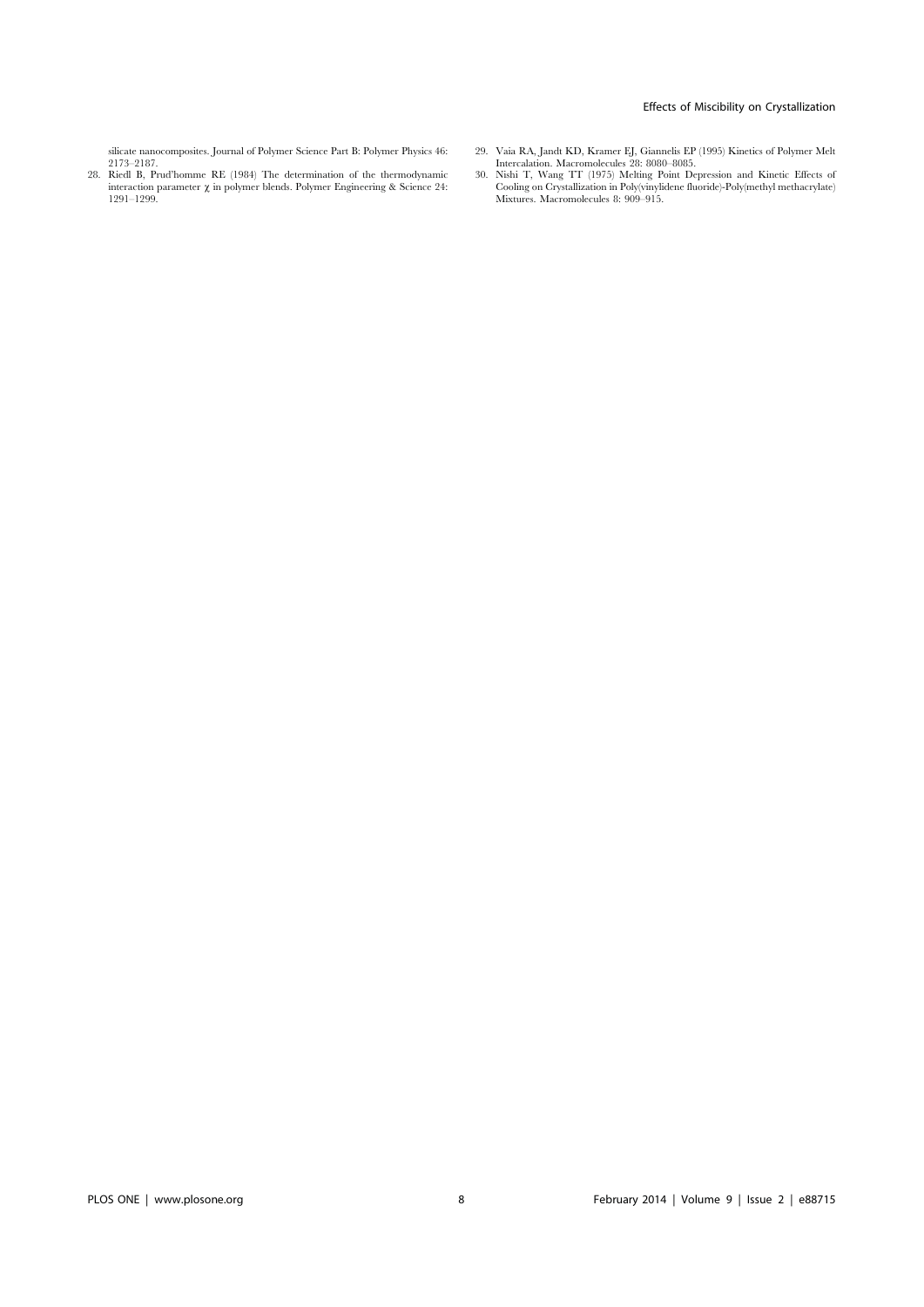silicate nanocomposites. Journal of Polymer Science Part B: Polymer Physics 46: 2173–2187.

28. Riedl B, Prud'homme RE (1984) The determination of the thermodynamic interaction parameter $\chi$ in polymer blends. Polymer Engineering & Science 24: 1291–1299.

29. Vaia RA, Jandt KD, Kramer EJ, Giannelis EP (1995) Kinetics of Polymer Melt Intercalation. Macromolecules 28: 8080–8085.

30. Nishi T, Wang TT (1975) Melting Point Depression and Kinetic Effects of Cooling on Crystallization in Poly(vinylidene fluoride)-Poly(methyl methacrylate) Mixtures. Macromolecules 8: 909–915.